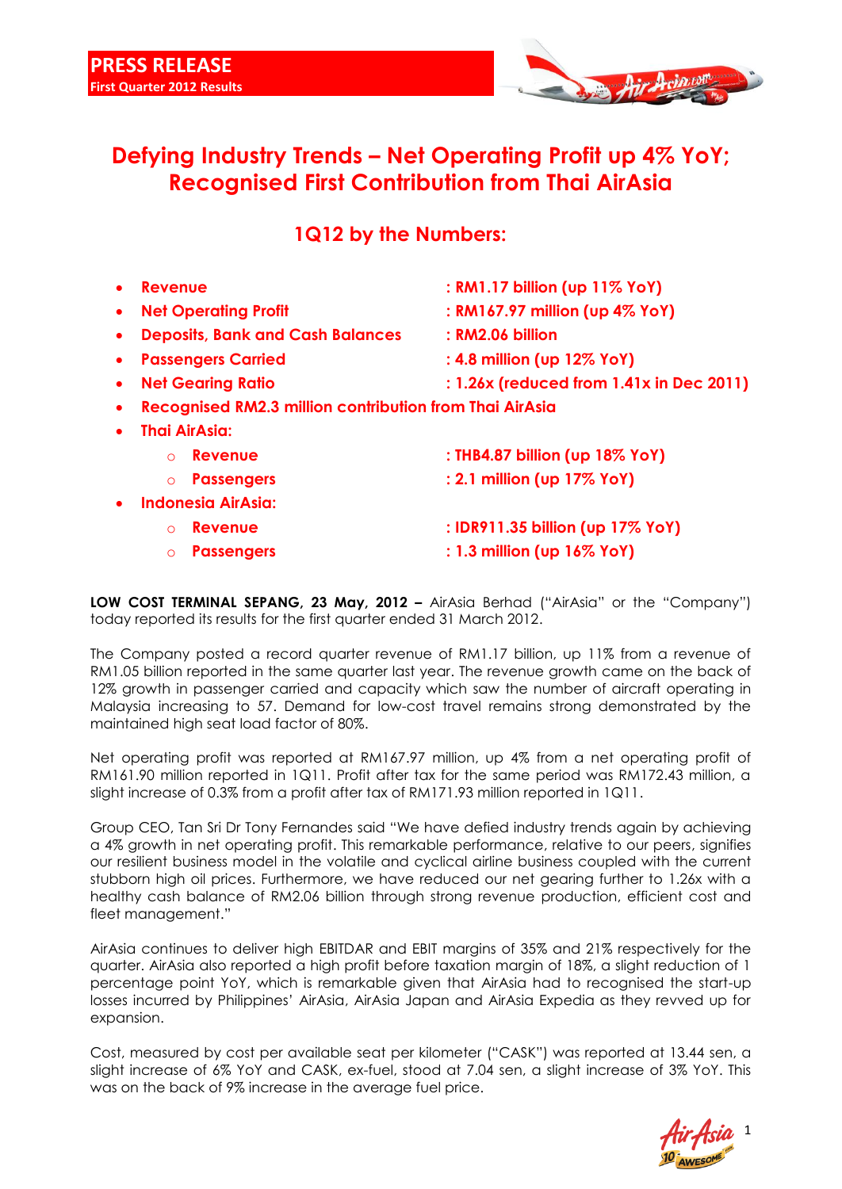**PRESS RELEASE**
**First Quarter 2012 Results**

# Defying Industry Trends – Net Operating Profit up 4% YoY; Recognised First Contribution from Thai AirAsia

## 1Q12 by the Numbers:

- **Revenue** : **RM1.17 billion (up 11% YoY)**
- **Net Operating Profit** : **RM167.97 million (up 4% YoY)**
- **Deposits, Bank and Cash Balances** : **RM2.06 billion**
- **Passengers Carried** : **4.8 million (up 12% YoY)**
- **Net Gearing Ratio** : **1.26x (reduced from 1.41x in Dec 2011)**
- **Recognised RM2.3 million contribution from Thai AirAsia**
- **Thai AirAsia:**
  - **Revenue** : **THB4.87 billion (up 18% YoY)**
  - **Passengers** : **2.1 million (up 17% YoY)**
- **Indonesia AirAsia:**
  - **Revenue** : **IDR911.35 billion (up 17% YoY)**
  - **Passengers** : **1.3 million (up 16% YoY)**

**LOW COST TERMINAL SEPANG, 23 May, 2012 –** AirAsia Berhad ("AirAsia" or the "Company") today reported its results for the first quarter ended 31 March 2012.

The Company posted a record quarter revenue of RM1.17 billion, up 11% from a revenue of RM1.05 billion reported in the same quarter last year. The revenue growth came on the back of 12% growth in passenger carried and capacity which saw the number of aircraft operating in Malaysia increasing to 57. Demand for low-cost travel remains strong demonstrated by the maintained high seat load factor of 80%.

Net operating profit was reported at RM167.97 million, up 4% from a net operating profit of RM161.90 million reported in 1Q11. Profit after tax for the same period was RM172.43 million, a slight increase of 0.3% from a profit after tax of RM171.93 million reported in 1Q11.

Group CEO, Tan Sri Dr Tony Fernandes said "We have defied industry trends again by achieving a 4% growth in net operating profit. This remarkable performance, relative to our peers, signifies our resilient business model in the volatile and cyclical airline business coupled with the current stubborn high oil prices. Furthermore, we have reduced our net gearing further to 1.26x with a healthy cash balance of RM2.06 billion through strong revenue production, efficient cost and fleet management."

AirAsia continues to deliver high EBITDAR and EBIT margins of 35% and 21% respectively for the quarter. AirAsia also reported a high profit before taxation margin of 18%, a slight reduction of 1 percentage point YoY, which is remarkable given that AirAsia had to recognised the start-up losses incurred by Philippines' AirAsia, AirAsia Japan and AirAsia Expedia as they revved up for expansion.

Cost, measured by cost per available seat per kilometer ("CASK") was reported at 13.44 sen, a slight increase of 6% YoY and CASK, ex-fuel, stood at 7.04 sen, a slight increase of 3% YoY. This was on the back of 9% increase in the average fuel price.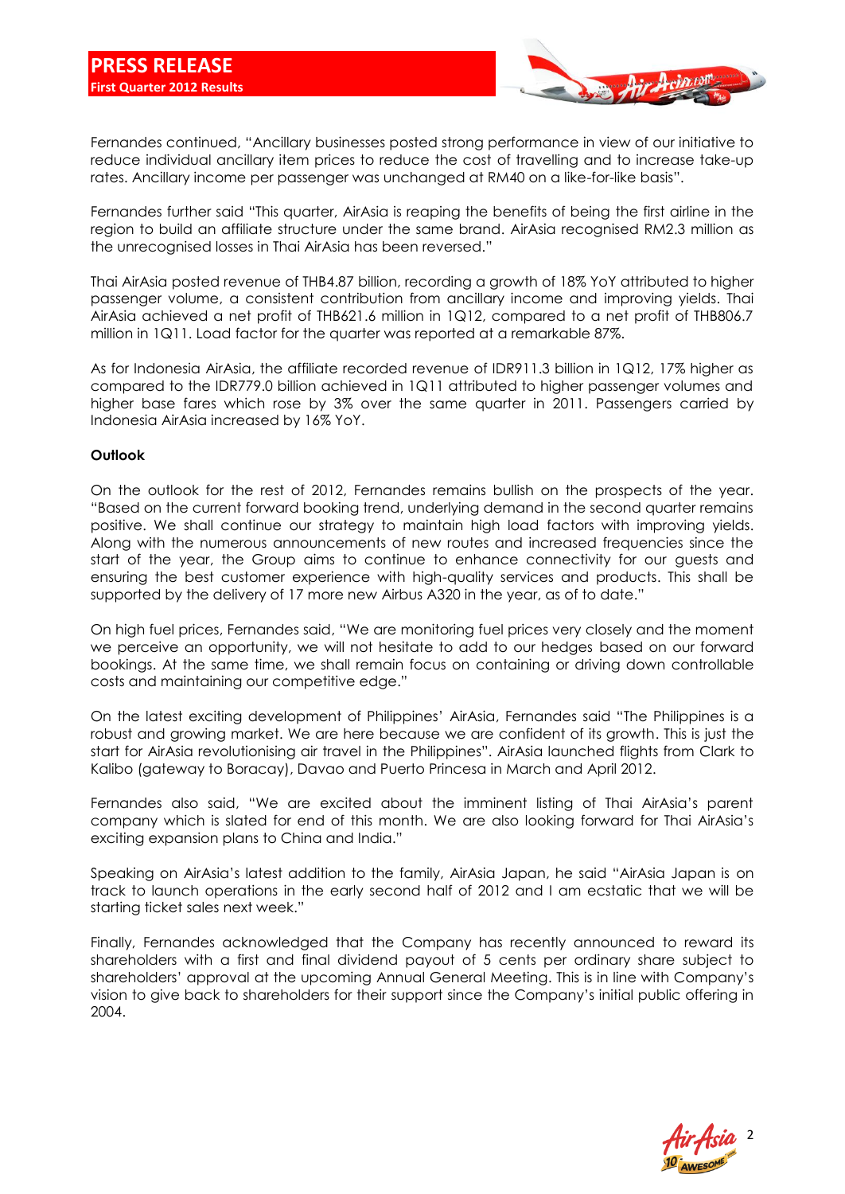Fernandes continued, "Ancillary businesses posted strong performance in view of our initiative to reduce individual ancillary item prices to reduce the cost of travelling and to increase take-up rates. Ancillary income per passenger was unchanged at RM40 on a like-for-like basis".

Fernandes further said "This quarter, AirAsia is reaping the benefits of being the first airline in the region to build an affiliate structure under the same brand. AirAsia recognised RM2.3 million as the unrecognised losses in Thai AirAsia has been reversed."

Thai AirAsia posted revenue of THB4.87 billion, recording a growth of 18% YoY attributed to higher passenger volume, a consistent contribution from ancillary income and improving yields. Thai AirAsia achieved a net profit of THB621.6 million in 1Q12, compared to a net profit of THB806.7 million in 1Q11. Load factor for the quarter was reported at a remarkable 87%.

As for Indonesia AirAsia, the affiliate recorded revenue of IDR911.3 billion in 1Q12, 17% higher as compared to the IDR779.0 billion achieved in 1Q11 attributed to higher passenger volumes and higher base fares which rose by 3% over the same quarter in 2011. Passengers carried by Indonesia AirAsia increased by 16% YoY.

**Outlook**

On the outlook for the rest of 2012, Fernandes remains bullish on the prospects of the year. "Based on the current forward booking trend, underlying demand in the second quarter remains positive. We shall continue our strategy to maintain high load factors with improving yields. Along with the numerous announcements of new routes and increased frequencies since the start of the year, the Group aims to continue to enhance connectivity for our guests and ensuring the best customer experience with high-quality services and products. This shall be supported by the delivery of 17 more new Airbus A320 in the year, as of to date."

On high fuel prices, Fernandes said, "We are monitoring fuel prices very closely and the moment we perceive an opportunity, we will not hesitate to add to our hedges based on our forward bookings. At the same time, we shall remain focus on containing or driving down controllable costs and maintaining our competitive edge."

On the latest exciting development of Philippines' AirAsia, Fernandes said "The Philippines is a robust and growing market. We are here because we are confident of its growth. This is just the start for AirAsia revolutionising air travel in the Philippines". AirAsia launched flights from Clark to Kalibo (gateway to Boracay), Davao and Puerto Princesa in March and April 2012.

Fernandes also said, "We are excited about the imminent listing of Thai AirAsia's parent company which is slated for end of this month. We are also looking forward for Thai AirAsia's exciting expansion plans to China and India."

Speaking on AirAsia's latest addition to the family, AirAsia Japan, he said "AirAsia Japan is on track to launch operations in the early second half of 2012 and I am ecstatic that we will be starting ticket sales next week."

Finally, Fernandes acknowledged that the Company has recently announced to reward its shareholders with a first and final dividend payout of 5 cents per ordinary share subject to shareholders' approval at the upcoming Annual General Meeting. This is in line with Company's vision to give back to shareholders for their support since the Company's initial public offering in 2004.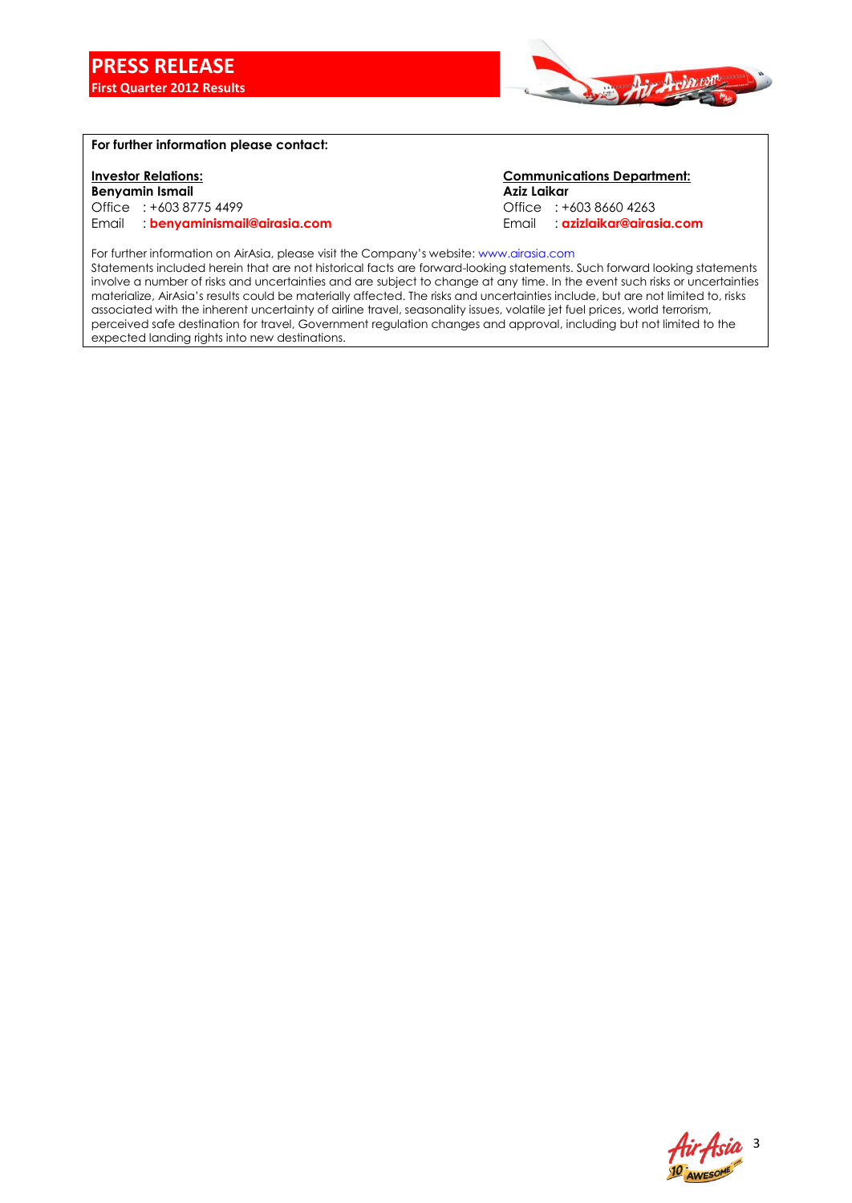**For further information please contact:**

**Investor Relations:**
**Benyamin Ismail**
Office : +603 8775 4499
Email : **benyaminismail@airasia.com**

**Communications Department:**
**Aziz Laikar**
Office : +603 8660 4263
Email : **azizlaikar@airasia.com**

For further information on AirAsia, please visit the Company's website: www.airasia.com
Statements included herein that are not historical facts are forward-looking statements. Such forward looking statements involve a number of risks and uncertainties and are subject to change at any time. In the event such risks or uncertainties materialize, AirAsia's results could be materially affected. The risks and uncertainties include, but are not limited to, risks associated with the inherent uncertainty of airline travel, seasonality issues, volatile jet fuel prices, world terrorism, perceived safe destination for travel, Government regulation changes and approval, including but not limited to the expected landing rights into new destinations.